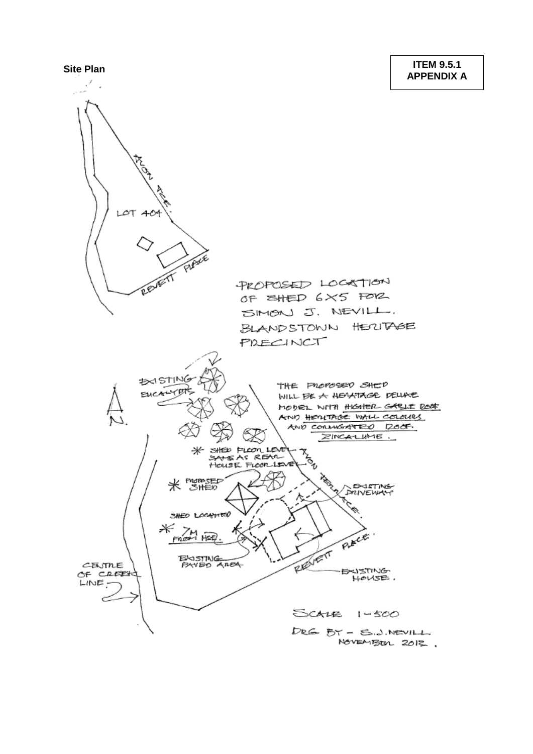**ITEM 9.5.1**
**APPENDIX A**

**Site Plan**

AVON TCE.

LOT 404

REVETT PLACE

PROPOSED LOCATION OF SHED 6X5 FOR SIMON J. NEVILL. BLANDSTOWN HERITAGE PRECINCT

EXISTING EUCALYPTUS

THE PROPOSED SHED WILL BE A HERITAGE DELUXE MODEL WITH HIGHER GABLE ROOF AND HERITAGE WALL COLOURS AND CORRUGATED ROOF. ZINCALUME.

N.

\* SHED FLOOR LEVEL SAME AS REAR HOUSE FLOOR LEVEL

AVON TERRACE.

\* PROPOSED SHED

EXISTING DRIVEWAY

SHED LOCATED \* 7M FROM HSE.

EXISTING PAVED AREA

REVETT PLACE.

CENTRE OF CREEK LINE.

EXISTING HOUSE.

SCALE 1-500

DRG BY - S.J.NEVILL NOVEMBER 2012.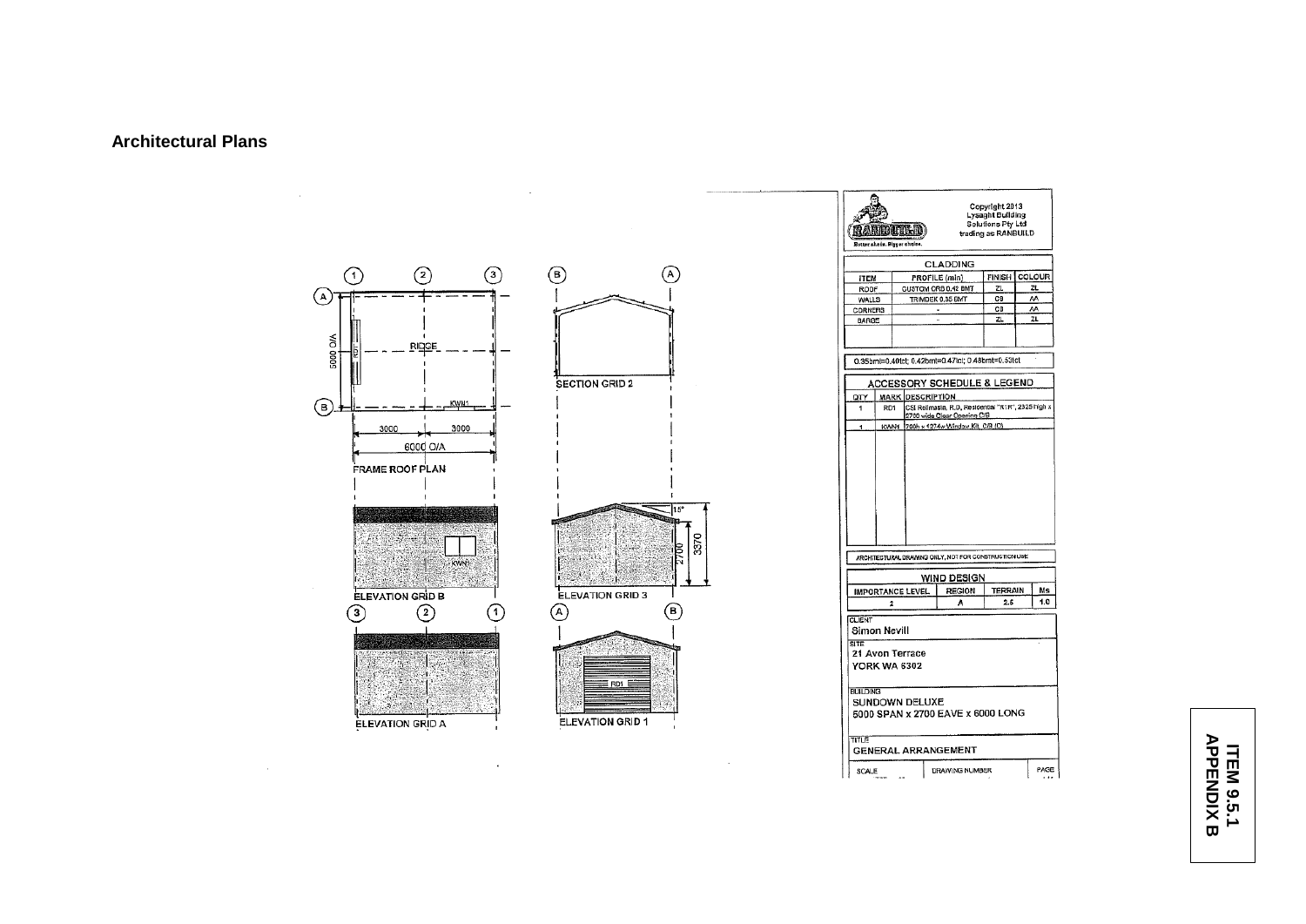## Architectural Plans

FRAME ROOF PLAN

RIDGE

RD1

KWN1

5000 O/A

3000 3000

6000 O/A

SECTION GRID 2

ELEVATION GRID B

KWN1

ELEVATION GRID 3

15°

2700

3370

ELEVATION GRID A

ELEVATION GRID 1

RD1

Copyright 2013 Lysaght Building Solutions Pty Ltd trading as RANBUILD

RANBUILD Better sheds. Bigger choice.

| CLADDING | | | |
|---|---|---|---|
| ITEM | PROFILE (min) | FINISH | COLOUR |
| ROOF | CUSTOM ORB 0.42 BMT | ZL | ZL |
| WALLS | TRIMDEK 0.35 BMT | CB | AA |
| CORNERS | - | CB | AA |
| BARGE | - | ZL | ZL |

0.35bmt=0.40tct; 0.42bmt=0.47tct; 0.48bmt=0.53tct

| ACCESSORY SCHEDULE & LEGEND | | |
|---|---|---|
| QTY | MARK | DESCRIPTION |
| 1 | RD1 | CSI Rollmasta, R.D. Residential "RTR", 2325 high x 2700 wide Clear Opening C/B |
| 1 | KWN1 | 790h x 1274w Window Kit, C/B (D) |

ARCHITECTURAL DRAWING ONLY, NOT FOR CONSTRUCTION USE

| WIND DESIGN | | | |
|---|---|---|---|
| IMPORTANCE LEVEL | REGION | TERRAIN | Ms |
| 2 | A | 2.5 | 1.0 |

CLIENT
Simon Nevill

SITE
21 Avon Terrace
YORK WA 6302

BUILDING
SUNDOWN DELUXE
6000 SPAN x 2700 EAVE x 6000 LONG

TITLE
GENERAL ARRANGEMENT

SCALE | DRAWING NUMBER | PAGE

ITEM 9.5.1
APPENDIX B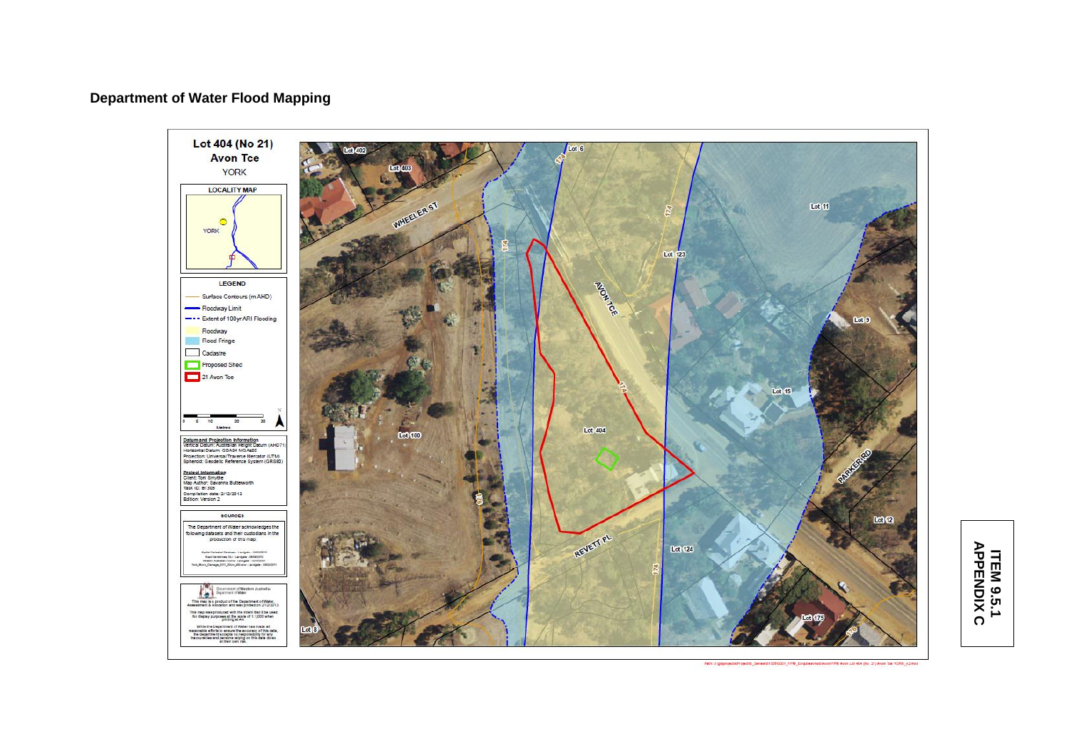# Department of Water Flood Mapping

**Lot 404 (No 21)**
**Avon Tce**
YORK

**LOCALITY MAP**

YORK

**LEGEND**

- Surface Contours (m AHD)
- Floodway Limit
- Extent of 100yr ARI Flooding
- Floodway
- Flood Fringe
- Cadastre
- Proposed Shed
- 21 Avon Tce

0 5 10 20 30
Metres

**Datum and Projection Information**
Vertical Datum: Australian Height Datum (AHD71)
Horizontal Datum: GDA94 MGA Z50
Projection: Universal Traverse Mercator (UTM)
Spheroid: Geodetic Reference System (GRS80)

**Project Information**
Client: Toni Smythe
Map Author: Savanna Butterworth
Task ID: B1305
Compilation date: 2/12/2013
Edition: Version 2

**SOURCES**

The Department of Water acknowledges the following datasets and their custodians in the production of this map:

Department of Western Australia
Department of Water

This map is a product of the Department of Water, Assessment & Allocation and was printed on 2/12/2013.

This map was produced with the intent that it be used for display purposes at the scale of 1:1,000 when printing at A4.

While the Department of Water has made all reasonable efforts to ensure the accuracy of this data, the department accepts no responsibility for any inaccuracies and persons relying on this data do so at their own risk.

Lot 402, Lot 403, Lot 6, WHEELER ST, Lot 11, Lot 123, AVON TCE, Lot 9, Lot 15, Lot 100, Lot 404, PARKER RD, Lot 12, REVETT PL, Lot 124, Lot 175, Lot 8, 174, 176

**ITEM 9.5.1**
**APPENDIX C**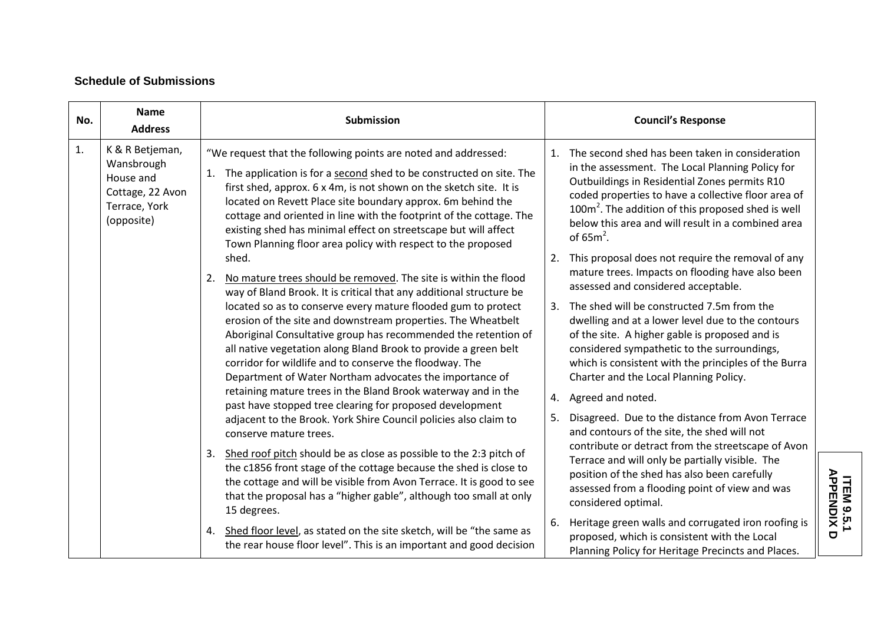### Schedule of Submissions

| No. | Name Address | Submission | Council's Response |
|---|---|---|---|
| 1. | K & R Betjeman, Wansbrough House and Cottage, 22 Avon Terrace, York (opposite) | "We request that the following points are noted and addressed:<br>1. The application is for a second shed to be constructed on site. The first shed, approx. 6 x 4m, is not shown on the sketch site. It is located on Revett Place site boundary approx. 6m behind the cottage and oriented in line with the footprint of the cottage. The existing shed has minimal effect on streetscape but will affect Town Planning floor area policy with respect to the proposed shed.<br>2. No mature trees should be removed. The site is within the flood way of Bland Brook. It is critical that any additional structure be located so as to conserve every mature flooded gum to protect erosion of the site and downstream properties. The Wheatbelt Aboriginal Consultative group has recommended the retention of all native vegetation along Bland Brook to provide a green belt corridor for wildlife and to conserve the floodway. The Department of Water Northam advocates the importance of retaining mature trees in the Bland Brook waterway and in the past have stopped tree clearing for proposed development adjacent to the Brook. York Shire Council policies also claim to conserve mature trees.<br>3. Shed roof pitch should be as close as possible to the 2:3 pitch of the c1856 front stage of the cottage because the shed is close to the cottage and will be visible from Avon Terrace. It is good to see that the proposal has a "higher gable", although too small at only 15 degrees.<br>4. Shed floor level, as stated on the site sketch, will be "the same as the rear house floor level". This is an important and good decision | 1. The second shed has been taken in consideration in the assessment. The Local Planning Policy for Outbuildings in Residential Zones permits R10 coded properties to have a collective floor area of 100m$^2$. The addition of this proposed shed is well below this area and will result in a combined area of 65m$^2$.<br>2. This proposal does not require the removal of any mature trees. Impacts on flooding have also been assessed and considered acceptable.<br>3. The shed will be constructed 7.5m from the dwelling and at a lower level due to the contours of the site. A higher gable is proposed and is considered sympathetic to the surroundings, which is consistent with the principles of the Burra Charter and the Local Planning Policy.<br>4. Agreed and noted.<br>5. Disagreed. Due to the distance from Avon Terrace and contours of the site, the shed will not contribute or detract from the streetscape of Avon Terrace and will only be partially visible. The position of the shed has also been carefully assessed from a flooding point of view and was considered optimal.<br>6. Heritage green walls and corrugated iron roofing is proposed, which is consistent with the Local Planning Policy for Heritage Precincts and Places. |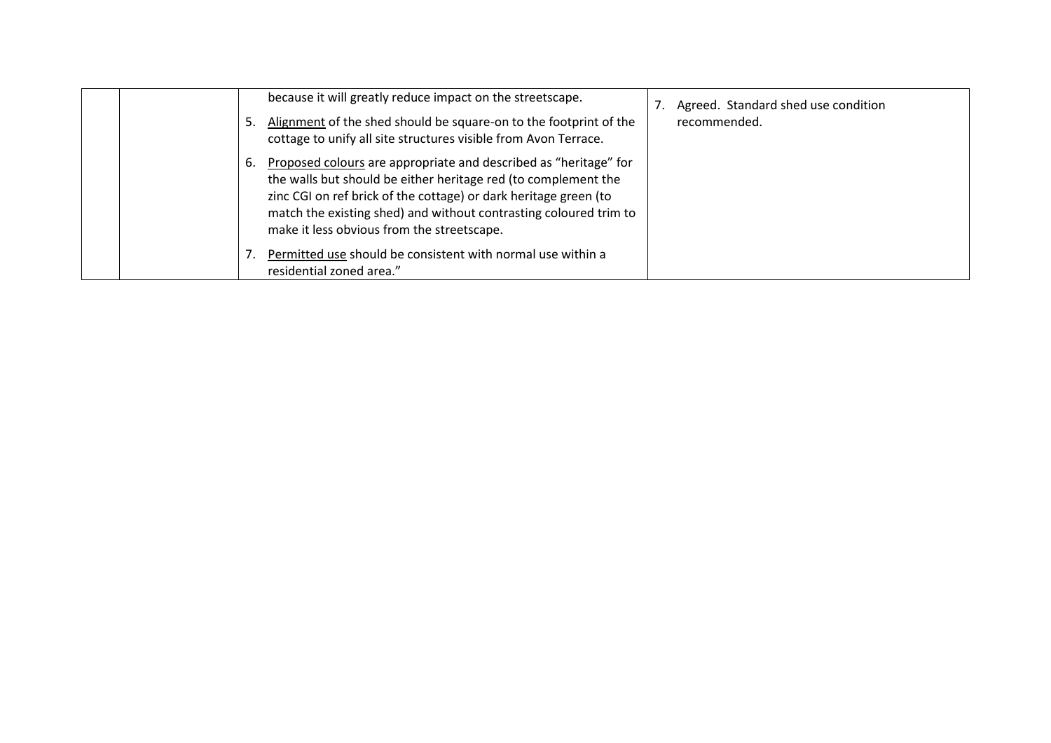| | | | |
|---|---|---|---|
| | | because it will greatly reduce impact on the streetscape.<br><br>5. <u>Alignment</u> of the shed should be square-on to the footprint of the cottage to unify all site structures visible from Avon Terrace.<br><br>6. <u>Proposed colours</u> are appropriate and described as "heritage" for the walls but should be either heritage red (to complement the zinc CGI on ref brick of the cottage) or dark heritage green (to match the existing shed) and without contrasting coloured trim to make it less obvious from the streetscape.<br><br>7. <u>Permitted use</u> should be consistent with normal use within a residential zoned area." | 7. Agreed. Standard shed use condition recommended. |